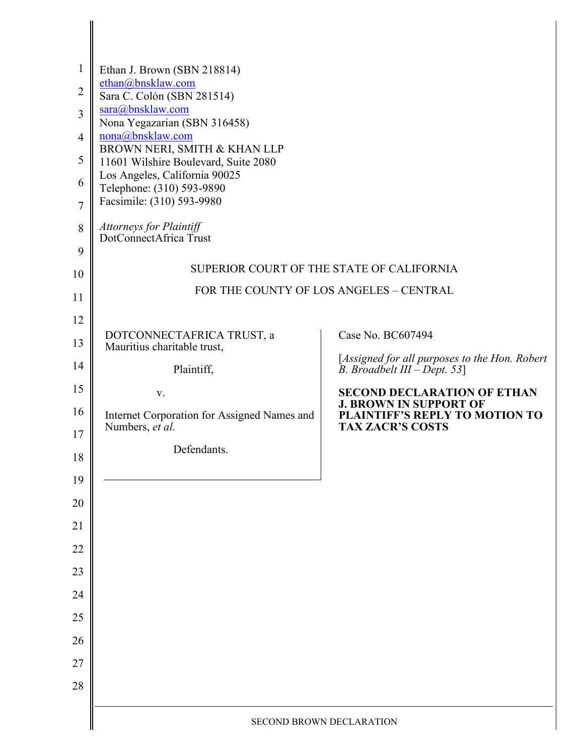Ethan J. Brown (SBN 218814)
ethan@bnsklaw.com
Sara C. Colón (SBN 281514)
sara@bnsklaw.com
Nona Yegazarian (SBN 316458)
nona@bnsklaw.com
BROWN NERI, SMITH & KHAN LLP
11601 Wilshire Boulevard, Suite 2080
Los Angeles, California 90025
Telephone: (310) 593-9890
Facsimile: (310) 593-9980

*Attorneys for Plaintiff*
DotConnectAfrica Trust

SUPERIOR COURT OF THE STATE OF CALIFORNIA

FOR THE COUNTY OF LOS ANGELES – CENTRAL

DOTCONNECTAFRICA TRUST, a Mauritius charitable trust,

Plaintiff,

v.

Internet Corporation for Assigned Names and Numbers, *et al.*

Defendants.

Case No. BC607494

[*Assigned for all purposes to the Hon. Robert B. Broadbelt III – Dept. 53*]

**SECOND DECLARATION OF ETHAN J. BROWN IN SUPPORT OF PLAINTIFF'S REPLY TO MOTION TO TAX ZACR'S COSTS**

SECOND BROWN DECLARATION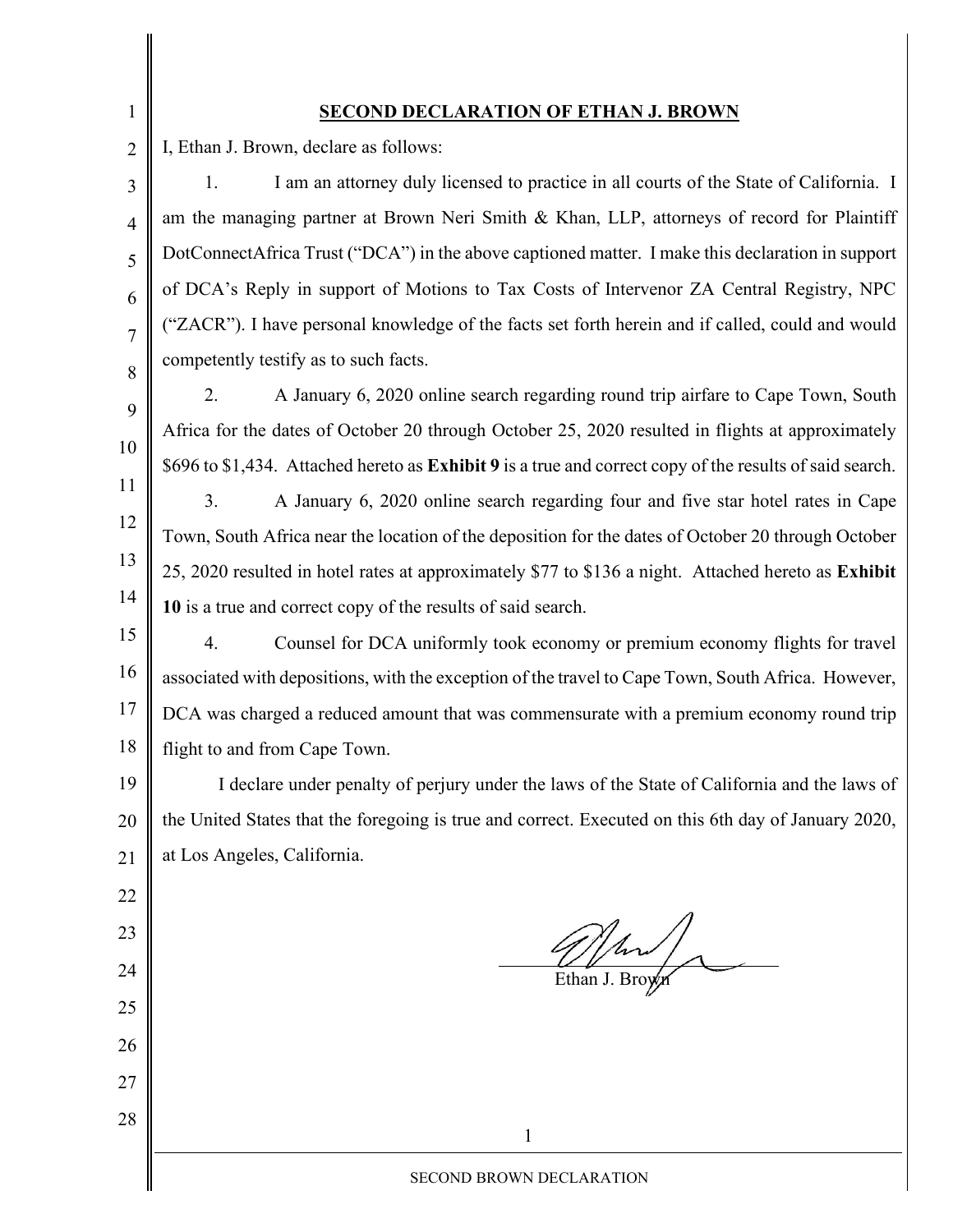## SECOND DECLARATION OF ETHAN J. BROWN

I, Ethan J. Brown, declare as follows:

1. I am an attorney duly licensed to practice in all courts of the State of California. I am the managing partner at Brown Neri Smith & Khan, LLP, attorneys of record for Plaintiff DotConnectAfrica Trust ("DCA") in the above captioned matter. I make this declaration in support of DCA's Reply in support of Motions to Tax Costs of Intervenor ZA Central Registry, NPC ("ZACR"). I have personal knowledge of the facts set forth herein and if called, could and would competently testify as to such facts.

2. A January 6, 2020 online search regarding round trip airfare to Cape Town, South Africa for the dates of October 20 through October 25, 2020 resulted in flights at approximately $696 to $1,434. Attached hereto as **Exhibit 9** is a true and correct copy of the results of said search.

3. A January 6, 2020 online search regarding four and five star hotel rates in Cape Town, South Africa near the location of the deposition for the dates of October 20 through October 25, 2020 resulted in hotel rates at approximately $77 to $136 a night. Attached hereto as **Exhibit 10** is a true and correct copy of the results of said search.

4. Counsel for DCA uniformly took economy or premium economy flights for travel associated with depositions, with the exception of the travel to Cape Town, South Africa. However, DCA was charged a reduced amount that was commensurate with a premium economy round trip flight to and from Cape Town.

I declare under penalty of perjury under the laws of the State of California and the laws of the United States that the foregoing is true and correct. Executed on this 6th day of January 2020, at Los Angeles, California.

Ethan J. Brown